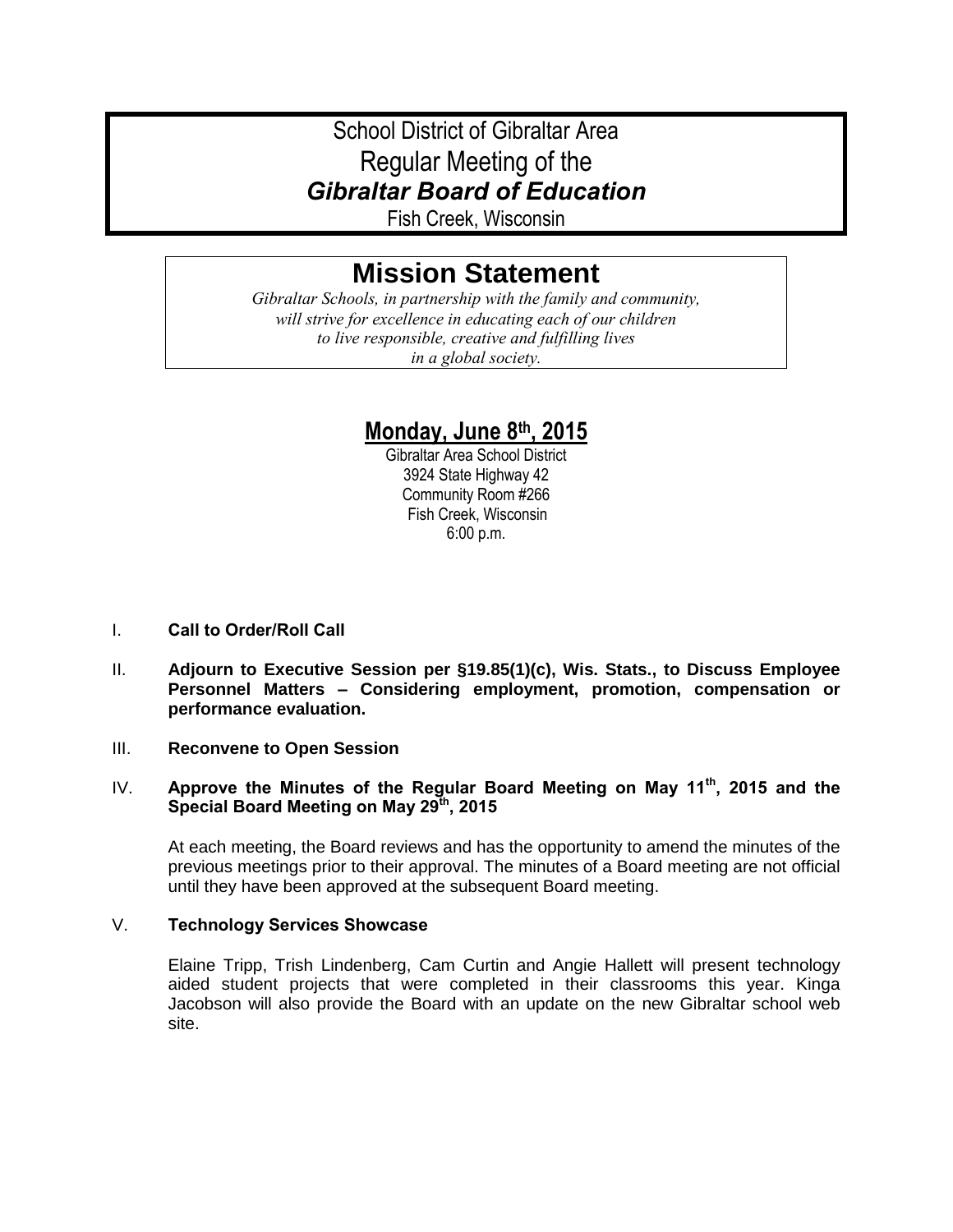# School District of Gibraltar Area
# Regular Meeting of the
# *Gibraltar Board of Education*

Fish Creek, Wisconsin

## Mission Statement

*Gibraltar Schools, in partnership with the family and community, will strive for excellence in educating each of our children to live responsible, creative and fulfilling lives in a global society.*

## Monday, June 8th, 2015

Gibraltar Area School District
3924 State Highway 42
Community Room #266
Fish Creek, Wisconsin
6:00 p.m.

I. **Call to Order/Roll Call**

II. **Adjourn to Executive Session per §19.85(1)(c), Wis. Stats., to Discuss Employee Personnel Matters – Considering employment, promotion, compensation or performance evaluation.**

III. **Reconvene to Open Session**

IV. **Approve the Minutes of the Regular Board Meeting on May 11th, 2015 and the Special Board Meeting on May 29th, 2015**

At each meeting, the Board reviews and has the opportunity to amend the minutes of the previous meetings prior to their approval. The minutes of a Board meeting are not official until they have been approved at the subsequent Board meeting.

V. **Technology Services Showcase**

Elaine Tripp, Trish Lindenberg, Cam Curtin and Angie Hallett will present technology aided student projects that were completed in their classrooms this year. Kinga Jacobson will also provide the Board with an update on the new Gibraltar school web site.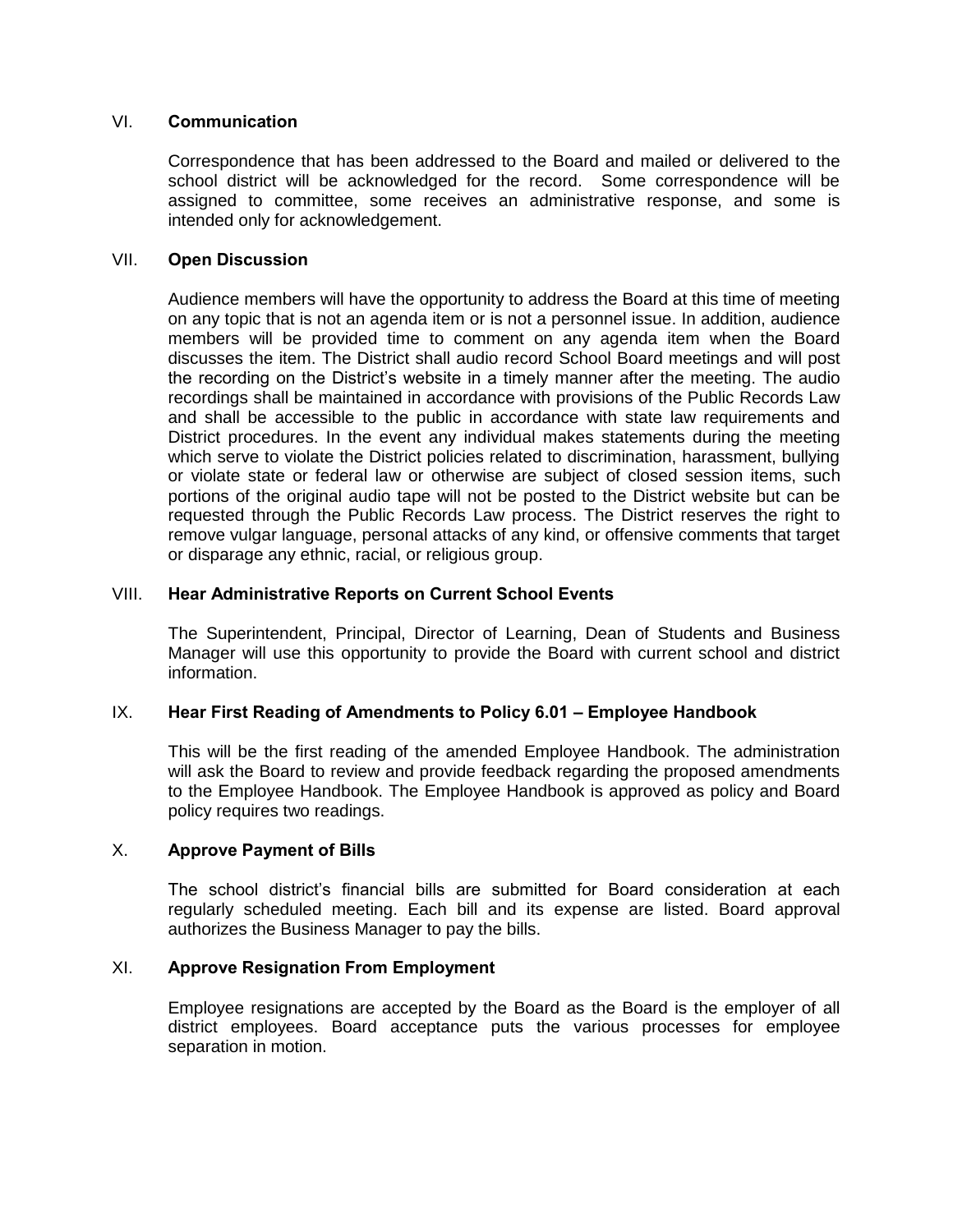## VI. **Communication**

Correspondence that has been addressed to the Board and mailed or delivered to the school district will be acknowledged for the record. Some correspondence will be assigned to committee, some receives an administrative response, and some is intended only for acknowledgement.

## VII. **Open Discussion**

Audience members will have the opportunity to address the Board at this time of meeting on any topic that is not an agenda item or is not a personnel issue. In addition, audience members will be provided time to comment on any agenda item when the Board discusses the item. The District shall audio record School Board meetings and will post the recording on the District's website in a timely manner after the meeting. The audio recordings shall be maintained in accordance with provisions of the Public Records Law and shall be accessible to the public in accordance with state law requirements and District procedures. In the event any individual makes statements during the meeting which serve to violate the District policies related to discrimination, harassment, bullying or violate state or federal law or otherwise are subject of closed session items, such portions of the original audio tape will not be posted to the District website but can be requested through the Public Records Law process. The District reserves the right to remove vulgar language, personal attacks of any kind, or offensive comments that target or disparage any ethnic, racial, or religious group.

## VIII. **Hear Administrative Reports on Current School Events**

The Superintendent, Principal, Director of Learning, Dean of Students and Business Manager will use this opportunity to provide the Board with current school and district information.

## IX. **Hear First Reading of Amendments to Policy 6.01 – Employee Handbook**

This will be the first reading of the amended Employee Handbook. The administration will ask the Board to review and provide feedback regarding the proposed amendments to the Employee Handbook. The Employee Handbook is approved as policy and Board policy requires two readings.

## X. **Approve Payment of Bills**

The school district's financial bills are submitted for Board consideration at each regularly scheduled meeting. Each bill and its expense are listed. Board approval authorizes the Business Manager to pay the bills.

## XI. **Approve Resignation From Employment**

Employee resignations are accepted by the Board as the Board is the employer of all district employees. Board acceptance puts the various processes for employee separation in motion.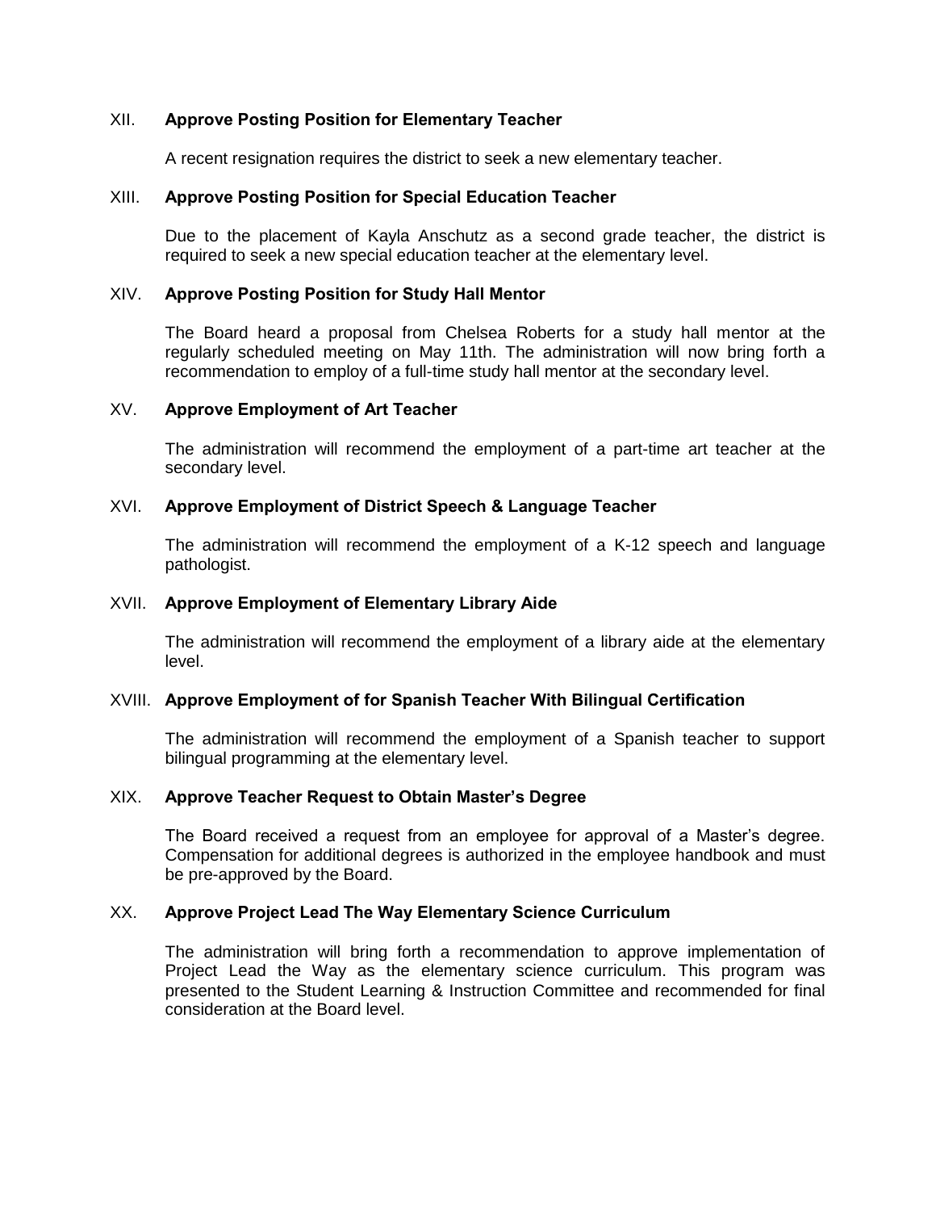## XII. Approve Posting Position for Elementary Teacher

A recent resignation requires the district to seek a new elementary teacher.

## XIII. Approve Posting Position for Special Education Teacher

Due to the placement of Kayla Anschutz as a second grade teacher, the district is required to seek a new special education teacher at the elementary level.

## XIV. Approve Posting Position for Study Hall Mentor

The Board heard a proposal from Chelsea Roberts for a study hall mentor at the regularly scheduled meeting on May 11th. The administration will now bring forth a recommendation to employ of a full-time study hall mentor at the secondary level.

## XV. Approve Employment of Art Teacher

The administration will recommend the employment of a part-time art teacher at the secondary level.

## XVI. Approve Employment of District Speech & Language Teacher

The administration will recommend the employment of a K-12 speech and language pathologist.

## XVII. Approve Employment of Elementary Library Aide

The administration will recommend the employment of a library aide at the elementary level.

## XVIII. Approve Employment of for Spanish Teacher With Bilingual Certification

The administration will recommend the employment of a Spanish teacher to support bilingual programming at the elementary level.

## XIX. Approve Teacher Request to Obtain Master's Degree

The Board received a request from an employee for approval of a Master's degree. Compensation for additional degrees is authorized in the employee handbook and must be pre-approved by the Board.

## XX. Approve Project Lead The Way Elementary Science Curriculum

The administration will bring forth a recommendation to approve implementation of Project Lead the Way as the elementary science curriculum. This program was presented to the Student Learning & Instruction Committee and recommended for final consideration at the Board level.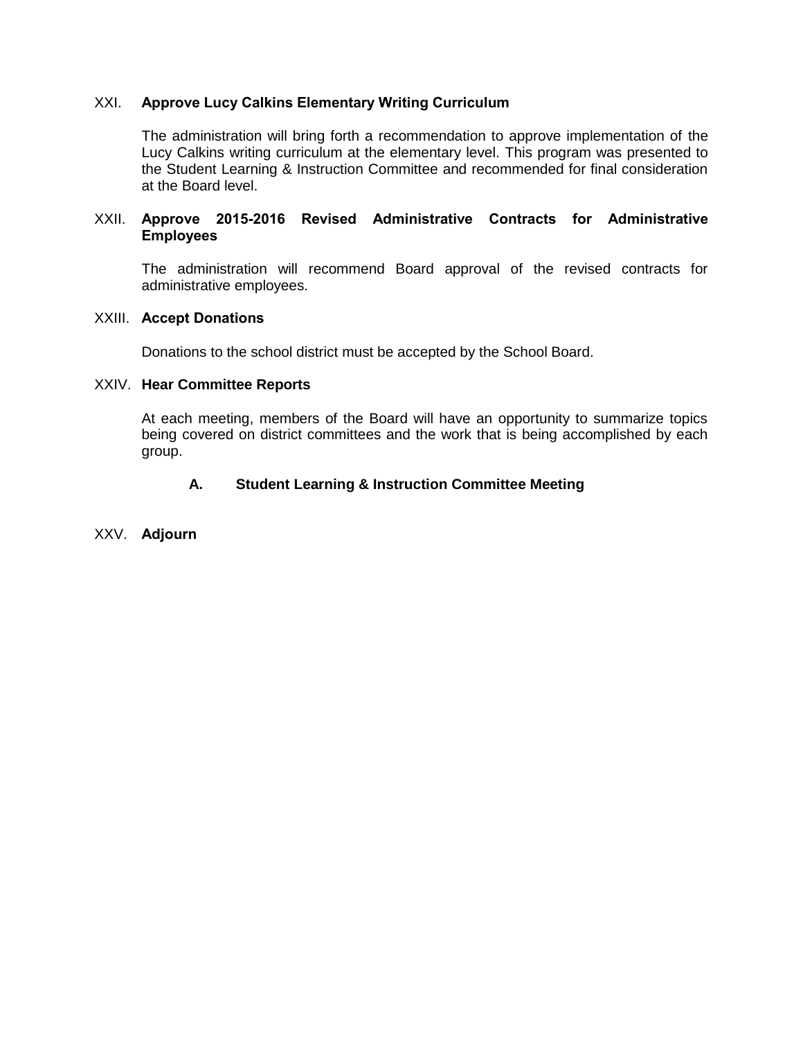XXI. **Approve Lucy Calkins Elementary Writing Curriculum**

The administration will bring forth a recommendation to approve implementation of the Lucy Calkins writing curriculum at the elementary level. This program was presented to the Student Learning & Instruction Committee and recommended for final consideration at the Board level.

XXII. **Approve 2015-2016 Revised Administrative Contracts for Administrative Employees**

The administration will recommend Board approval of the revised contracts for administrative employees.

XXIII. **Accept Donations**

Donations to the school district must be accepted by the School Board.

XXIV. **Hear Committee Reports**

At each meeting, members of the Board will have an opportunity to summarize topics being covered on district committees and the work that is being accomplished by each group.

**A. Student Learning & Instruction Committee Meeting**

XXV. **Adjourn**